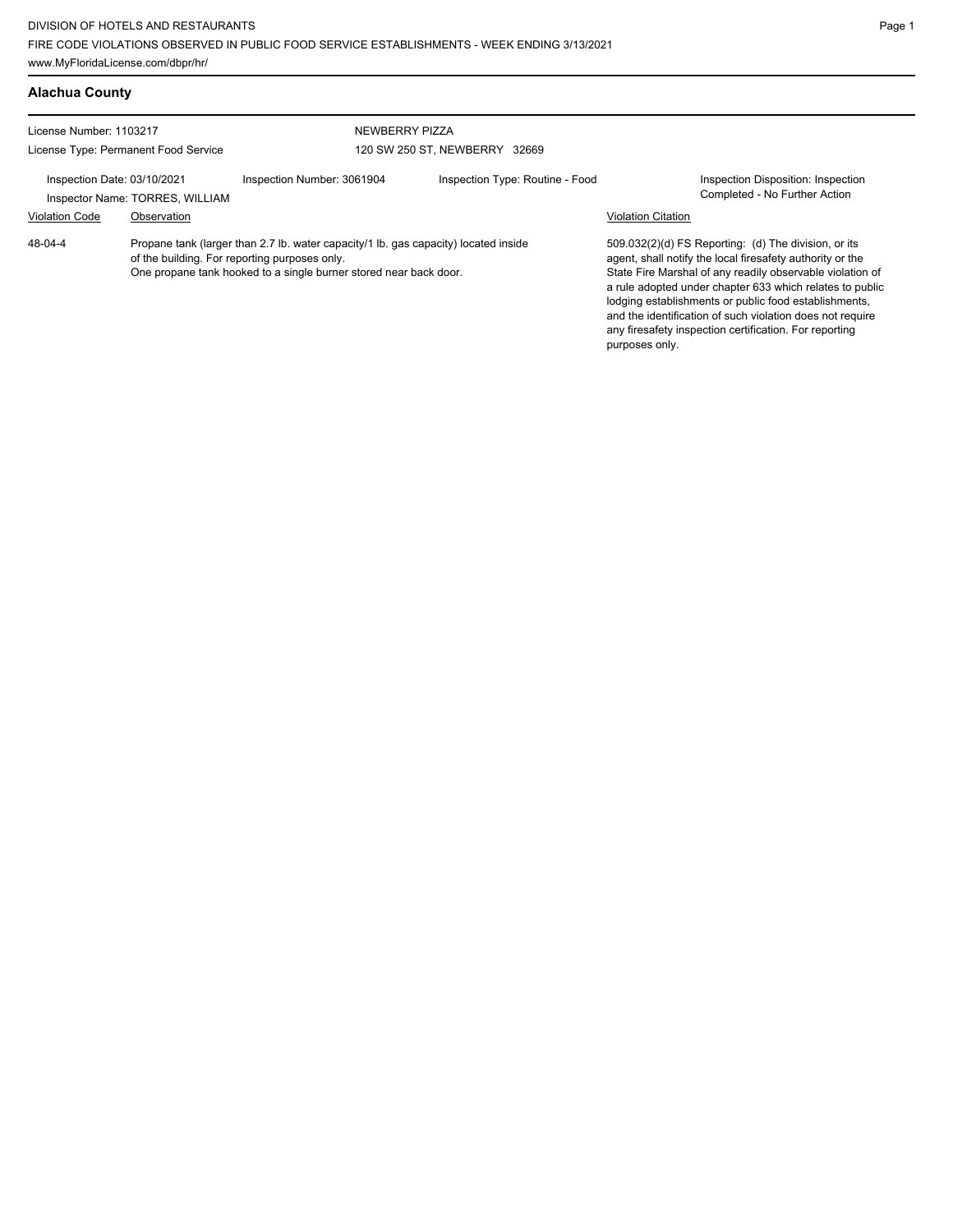DIVISION OF HOTELS AND RESTAURANTS
FIRE CODE VIOLATIONS OBSERVED IN PUBLIC FOOD SERVICE ESTABLISHMENTS - WEEK ENDING 3/13/2021
www.MyFloridaLicense.com/dbpr/hr/

## Alachua County

License Number: 1103217
License Type: Permanent Food Service

NEWBERRY PIZZA
120 SW 250 ST, NEWBERRY 32669

Inspection Date: 03/10/2021
Inspector Name: TORRES, WILLIAM
Inspection Number: 3061904
Inspection Type: Routine - Food
Inspection Disposition: Inspection Completed - No Further Action

| Violation Code | Observation | Violation Citation |
|---|---|---|
| 48-04-4 | Propane tank (larger than 2.7 lb. water capacity/1 lb. gas capacity) located inside of the building. For reporting purposes only. One propane tank hooked to a single burner stored near back door. | 509.032(2)(d) FS Reporting: (d) The division, or its agent, shall notify the local firesafety authority or the State Fire Marshal of any readily observable violation of a rule adopted under chapter 633 which relates to public lodging establishments or public food establishments, and the identification of such violation does not require any firesafety inspection certification. For reporting purposes only. |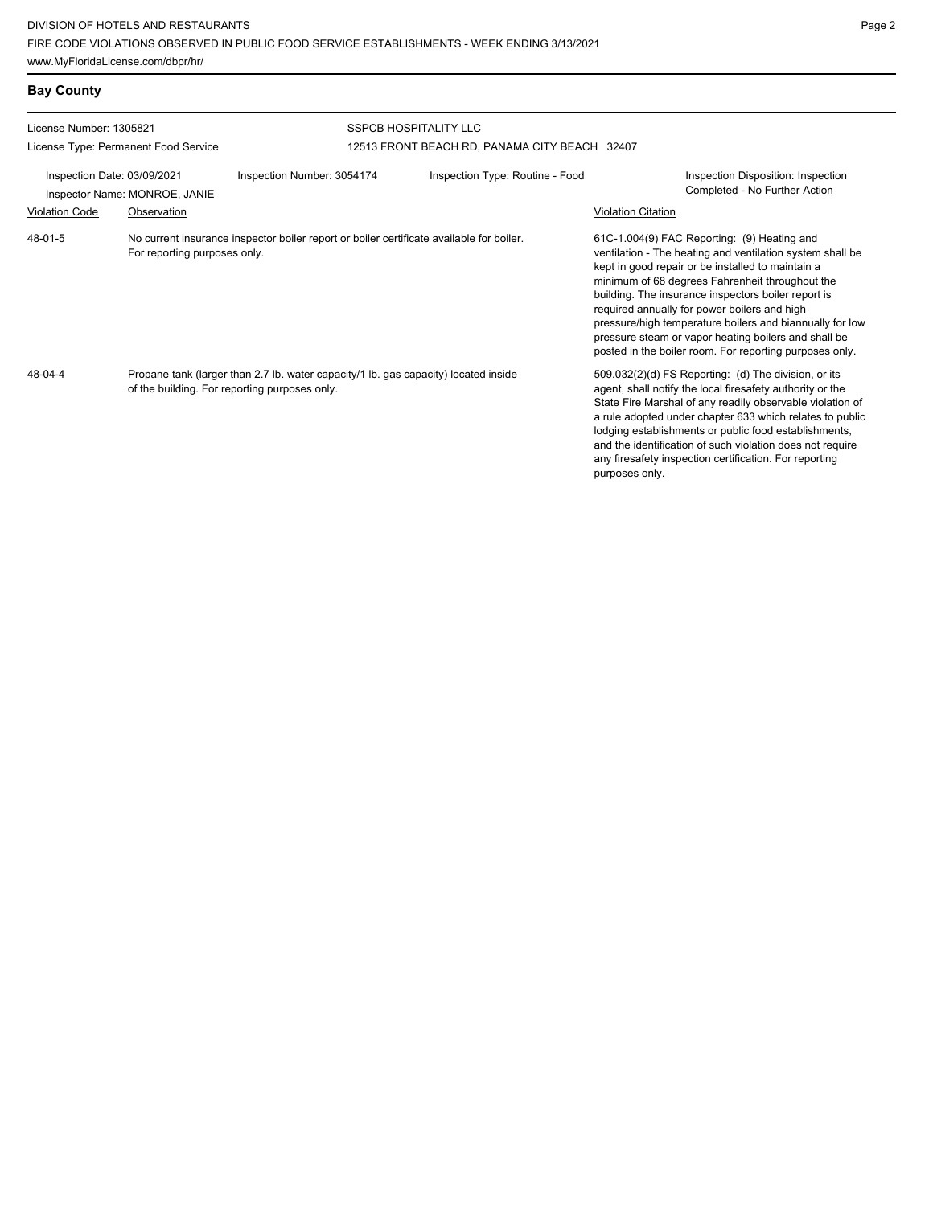## Bay County

License Number: 1305821
License Type: Permanent Food Service

SSPCB HOSPITALITY LLC
12513 FRONT BEACH RD, PANAMA CITY BEACH 32407

Inspection Date: 03/09/2021
Inspector Name: MONROE, JANIE
Inspection Number: 3054174
Inspection Type: Routine - Food
Inspection Disposition: Inspection Completed - No Further Action

| Violation Code | Observation | Violation Citation |
| --- | --- | --- |
| 48-01-5 | No current insurance inspector boiler report or boiler certificate available for boiler. For reporting purposes only. | 61C-1.004(9) FAC Reporting: (9) Heating and ventilation - The heating and ventilation system shall be kept in good repair or be installed to maintain a minimum of 68 degrees Fahrenheit throughout the building. The insurance inspectors boiler report is required annually for power boilers and high pressure/high temperature boilers and biannually for low pressure steam or vapor heating boilers and shall be posted in the boiler room. For reporting purposes only. |
| 48-04-4 | Propane tank (larger than 2.7 lb. water capacity/1 lb. gas capacity) located inside of the building. For reporting purposes only. | 509.032(2)(d) FS Reporting: (d) The division, or its agent, shall notify the local firesafety authority or the State Fire Marshal of any readily observable violation of a rule adopted under chapter 633 which relates to public lodging establishments or public food establishments, and the identification of such violation does not require any firesafety inspection certification. For reporting purposes only. |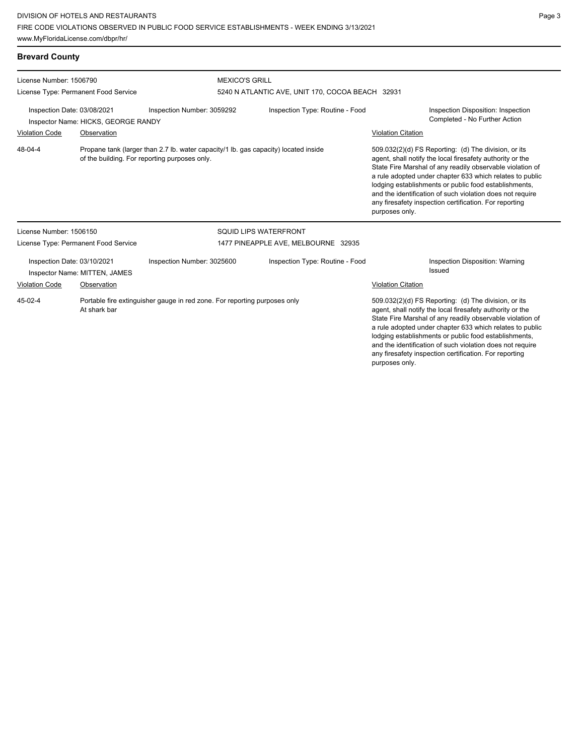## Brevard County

**License Number:** 1506790 | **MEXICO'S GRILL**
**License Type:** Permanent Food Service | 5240 N ATLANTIC AVE, UNIT 170, COCOA BEACH 32931

**Inspection Date:** 03/08/2021 | **Inspection Number:** 3059292 | **Inspection Type:** Routine - Food | **Inspection Disposition:** Inspection Completed - No Further Action
**Inspector Name:** HICKS, GEORGE RANDY

| Violation Code | Observation | Violation Citation |
| --- | --- | --- |
| 48-04-4 | Propane tank (larger than 2.7 lb. water capacity/1 lb. gas capacity) located inside of the building. For reporting purposes only. | 509.032(2)(d) FS Reporting: (d) The division, or its agent, shall notify the local firesafety authority or the State Fire Marshal of any readily observable violation of a rule adopted under chapter 633 which relates to public lodging establishments or public food establishments, and the identification of such violation does not require any firesafety inspection certification. For reporting purposes only. |

**License Number:** 1506150 | **SQUID LIPS WATERFRONT**
**License Type:** Permanent Food Service | 1477 PINEAPPLE AVE, MELBOURNE 32935

**Inspection Date:** 03/10/2021 | **Inspection Number:** 3025600 | **Inspection Type:** Routine - Food | **Inspection Disposition:** Warning Issued
**Inspector Name:** MITTEN, JAMES

| Violation Code | Observation | Violation Citation |
| --- | --- | --- |
| 45-02-4 | Portable fire extinguisher gauge in red zone. For reporting purposes only At shark bar | 509.032(2)(d) FS Reporting: (d) The division, or its agent, shall notify the local firesafety authority or the State Fire Marshal of any readily observable violation of a rule adopted under chapter 633 which relates to public lodging establishments or public food establishments, and the identification of such violation does not require any firesafety inspection certification. For reporting purposes only. |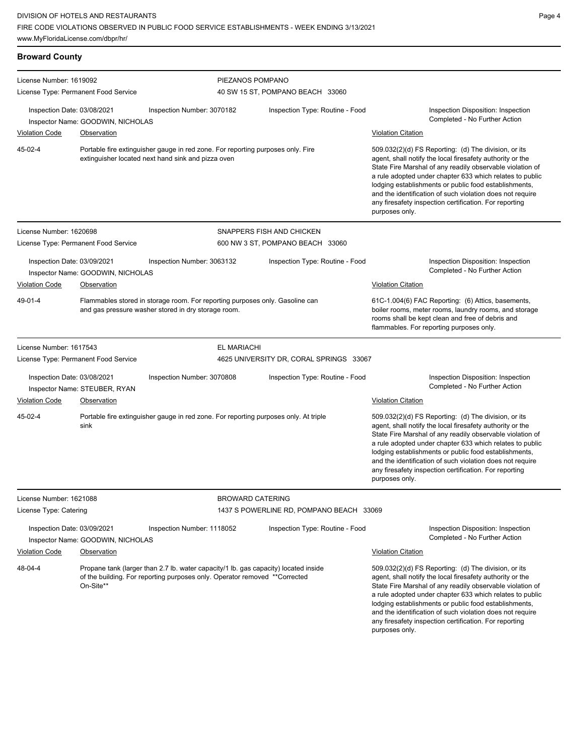## Broward County

**License Number:** 1619092
**License Type:** Permanent Food Service

**PIEZANOS POMPANO**
40 SW 15 ST, POMPANO BEACH 33060

Inspection Date: 03/08/2021 | Inspection Number: 3070182 | Inspection Type: Routine - Food | Inspection Disposition: Inspection Completed - No Further Action

Inspector Name: GOODWIN, NICHOLAS

| Violation Code | Observation | Violation Citation |
|---|---|---|
| 45-02-4 | Portable fire extinguisher gauge in red zone. For reporting purposes only. Fire extinguisher located next hand sink and pizza oven | 509.032(2)(d) FS Reporting: (d) The division, or its agent, shall notify the local firesafety authority or the State Fire Marshal of any readily observable violation of a rule adopted under chapter 633 which relates to public lodging establishments or public food establishments, and the identification of such violation does not require any firesafety inspection certification. For reporting purposes only. |

---

**License Number:** 1620698
**License Type:** Permanent Food Service

**SNAPPERS FISH AND CHICKEN**
600 NW 3 ST, POMPANO BEACH 33060

Inspection Date: 03/09/2021 | Inspection Number: 3063132 | Inspection Type: Routine - Food | Inspection Disposition: Inspection Completed - No Further Action

Inspector Name: GOODWIN, NICHOLAS

| Violation Code | Observation | Violation Citation |
|---|---|---|
| 49-01-4 | Flammables stored in storage room. For reporting purposes only. Gasoline can and gas pressure washer stored in dry storage room. | 61C-1.004(6) FAC Reporting: (6) Attics, basements, boiler rooms, meter rooms, laundry rooms, and storage rooms shall be kept clean and free of debris and flammables. For reporting purposes only. |

---

**License Number:** 1617543
**License Type:** Permanent Food Service

**EL MARIACHI**
4625 UNIVERSITY DR, CORAL SPRINGS 33067

Inspection Date: 03/08/2021 | Inspection Number: 3070808 | Inspection Type: Routine - Food | Inspection Disposition: Inspection Completed - No Further Action

Inspector Name: STEUBER, RYAN

| Violation Code | Observation | Violation Citation |
|---|---|---|
| 45-02-4 | Portable fire extinguisher gauge in red zone. For reporting purposes only. At triple sink | 509.032(2)(d) FS Reporting: (d) The division, or its agent, shall notify the local firesafety authority or the State Fire Marshal of any readily observable violation of a rule adopted under chapter 633 which relates to public lodging establishments or public food establishments, and the identification of such violation does not require any firesafety inspection certification. For reporting purposes only. |

---

**License Number:** 1621088
**License Type:** Catering

**BROWARD CATERING**
1437 S POWERLINE RD, POMPANO BEACH 33069

Inspection Date: 03/09/2021 | Inspection Number: 1118052 | Inspection Type: Routine - Food | Inspection Disposition: Inspection Completed - No Further Action

Inspector Name: GOODWIN, NICHOLAS

| Violation Code | Observation | Violation Citation |
|---|---|---|
| 48-04-4 | Propane tank (larger than 2.7 lb. water capacity/1 lb. gas capacity) located inside of the building. For reporting purposes only. Operator removed **Corrected On-Site** | 509.032(2)(d) FS Reporting: (d) The division, or its agent, shall notify the local firesafety authority or the State Fire Marshal of any readily observable violation of a rule adopted under chapter 633 which relates to public lodging establishments or public food establishments, and the identification of such violation does not require any firesafety inspection certification. For reporting purposes only. |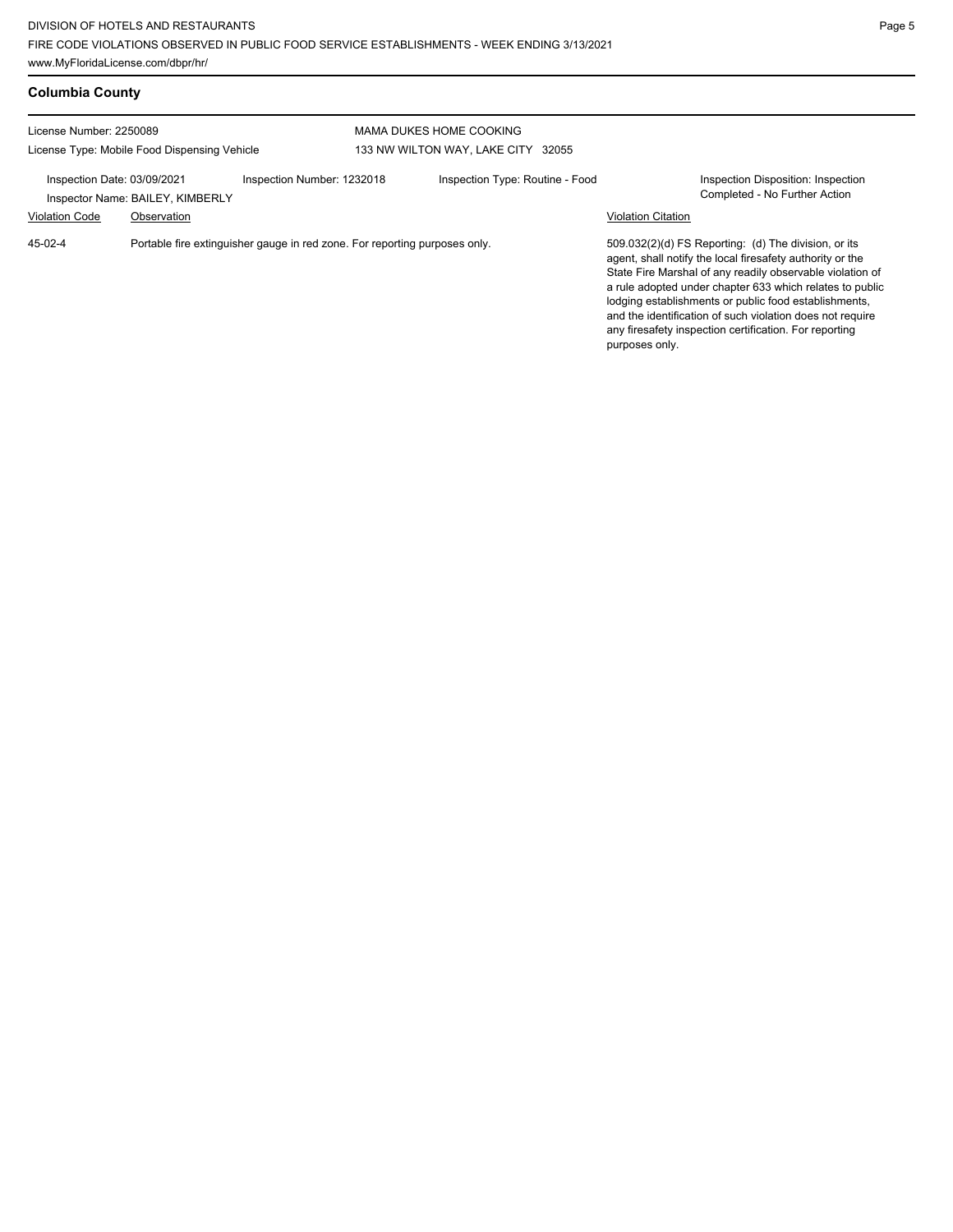## Columbia County

License Number: 2250089
License Type: Mobile Food Dispensing Vehicle

MAMA DUKES HOME COOKING
133 NW WILTON WAY, LAKE CITY 32055

Inspection Date: 03/09/2021
Inspector Name: BAILEY, KIMBERLY
Inspection Number: 1232018
Inspection Type: Routine - Food
Inspection Disposition: Inspection Completed - No Further Action

| Violation Code | Observation | Violation Citation |
|---|---|---|
| 45-02-4 | Portable fire extinguisher gauge in red zone. For reporting purposes only. | 509.032(2)(d) FS Reporting: (d) The division, or its agent, shall notify the local firesafety authority or the State Fire Marshal of any readily observable violation of a rule adopted under chapter 633 which relates to public lodging establishments or public food establishments, and the identification of such violation does not require any firesafety inspection certification. For reporting purposes only. |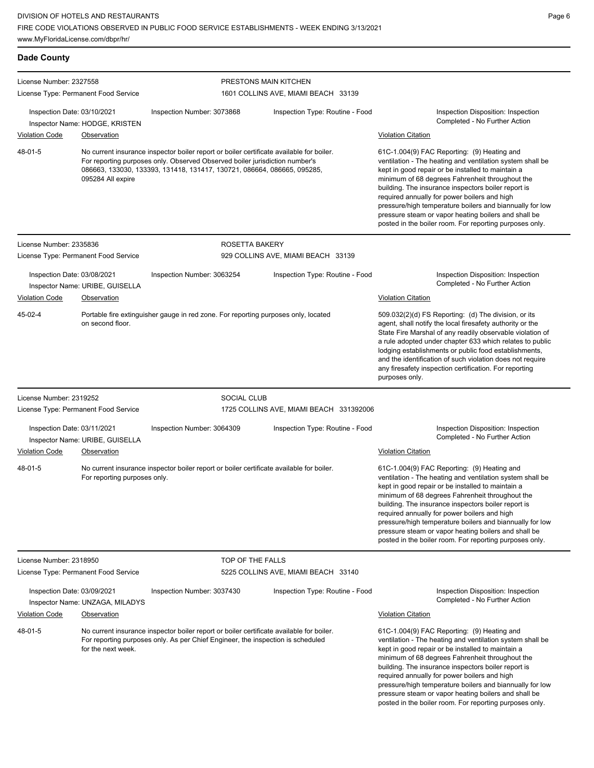## Dade County

**License Number:** 2327558
**License Type:** Permanent Food Service

**PRESTONS MAIN KITCHEN**
1601 COLLINS AVE, MIAMI BEACH 33139

**Inspection Date:** 03/10/2021
**Inspector Name:** HODGE, KRISTEN
**Inspection Number:** 3073868
**Inspection Type:** Routine - Food
**Inspection Disposition:** Inspection Completed - No Further Action

| Violation Code | Observation | Violation Citation |
|---|---|---|
| 48-01-5 | No current insurance inspector boiler report or boiler certificate available for boiler. For reporting purposes only. Observed Observed boiler jurisdiction number's 086663, 133030, 133393, 131418, 131417, 130721, 086664, 086665, 095285, 095284 All expire | 61C-1.004(9) FAC Reporting: (9) Heating and ventilation - The heating and ventilation system shall be kept in good repair or be installed to maintain a minimum of 68 degrees Fahrenheit throughout the building. The insurance inspectors boiler report is required annually for power boilers and high pressure/high temperature boilers and biannually for low pressure steam or vapor heating boilers and shall be posted in the boiler room. For reporting purposes only. |

---

**License Number:** 2335836
**License Type:** Permanent Food Service

**ROSETTA BAKERY**
929 COLLINS AVE, MIAMI BEACH 33139

**Inspection Date:** 03/08/2021
**Inspector Name:** URIBE, GUISELLA
**Inspection Number:** 3063254
**Inspection Type:** Routine - Food
**Inspection Disposition:** Inspection Completed - No Further Action

| Violation Code | Observation | Violation Citation |
|---|---|---|
| 45-02-4 | Portable fire extinguisher gauge in red zone. For reporting purposes only, located on second floor. | 509.032(2)(d) FS Reporting: (d) The division, or its agent, shall notify the local firesafety authority or the State Fire Marshal of any readily observable violation of a rule adopted under chapter 633 which relates to public lodging establishments or public food establishments, and the identification of such violation does not require any firesafety inspection certification. For reporting purposes only. |

---

**License Number:** 2319252
**License Type:** Permanent Food Service

**SOCIAL CLUB**
1725 COLLINS AVE, MIAMI BEACH 331392006

**Inspection Date:** 03/11/2021
**Inspector Name:** URIBE, GUISELLA
**Inspection Number:** 3064309
**Inspection Type:** Routine - Food
**Inspection Disposition:** Inspection Completed - No Further Action

| Violation Code | Observation | Violation Citation |
|---|---|---|
| 48-01-5 | No current insurance inspector boiler report or boiler certificate available for boiler. For reporting purposes only. | 61C-1.004(9) FAC Reporting: (9) Heating and ventilation - The heating and ventilation system shall be kept in good repair or be installed to maintain a minimum of 68 degrees Fahrenheit throughout the building. The insurance inspectors boiler report is required annually for power boilers and high pressure/high temperature boilers and biannually for low pressure steam or vapor heating boilers and shall be posted in the boiler room. For reporting purposes only. |

---

**License Number:** 2318950
**License Type:** Permanent Food Service

**TOP OF THE FALLS**
5225 COLLINS AVE, MIAMI BEACH 33140

**Inspection Date:** 03/09/2021
**Inspector Name:** UNZAGA, MILADYS
**Inspection Number:** 3037430
**Inspection Type:** Routine - Food
**Inspection Disposition:** Inspection Completed - No Further Action

| Violation Code | Observation | Violation Citation |
|---|---|---|
| 48-01-5 | No current insurance inspector boiler report or boiler certificate available for boiler. For reporting purposes only. As per Chief Engineer, the inspection is scheduled for the next week. | 61C-1.004(9) FAC Reporting: (9) Heating and ventilation - The heating and ventilation system shall be kept in good repair or be installed to maintain a minimum of 68 degrees Fahrenheit throughout the building. The insurance inspectors boiler report is required annually for power boilers and high pressure/high temperature boilers and biannually for low pressure steam or vapor heating boilers and shall be posted in the boiler room. For reporting purposes only. |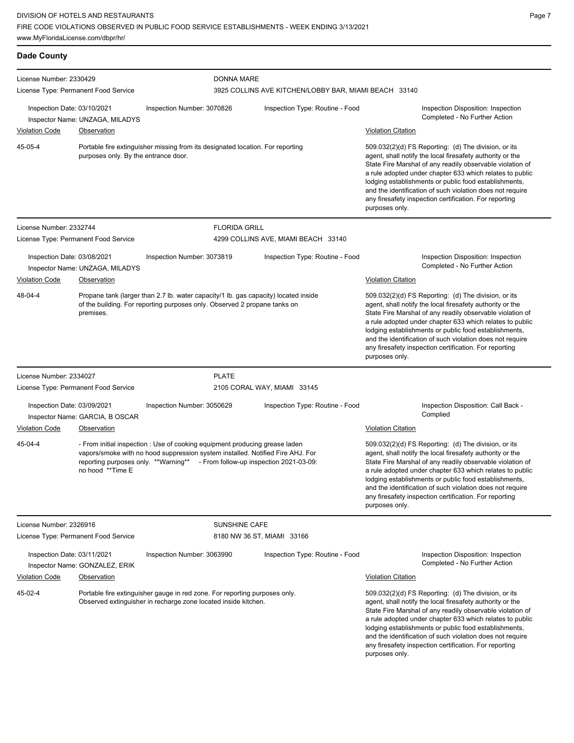DIVISION OF HOTELS AND RESTAURANTS
FIRE CODE VIOLATIONS OBSERVED IN PUBLIC FOOD SERVICE ESTABLISHMENTS - WEEK ENDING 3/13/2021
www.MyFloridaLicense.com/dbpr/hr/

## Dade County

**License Number:** 2330429
**License Type:** Permanent Food Service

**DONNA MARE**
3925 COLLINS AVE KITCHEN/LOBBY BAR, MIAMI BEACH 33140

**Inspection Date:** 03/10/2021
**Inspector Name:** UNZAGA, MILADYS
**Inspection Number:** 3070826
**Inspection Type:** Routine - Food
**Inspection Disposition:** Inspection Completed - No Further Action

| Violation Code | Observation | Violation Citation |
|---|---|---|
| 45-05-4 | Portable fire extinguisher missing from its designated location. For reporting purposes only. By the entrance door. | 509.032(2)(d) FS Reporting: (d) The division, or its agent, shall notify the local firesafety authority or the State Fire Marshal of any readily observable violation of a rule adopted under chapter 633 which relates to public lodging establishments or public food establishments, and the identification of such violation does not require any firesafety inspection certification. For reporting purposes only. |

**License Number:** 2332744
**License Type:** Permanent Food Service

**FLORIDA GRILL**
4299 COLLINS AVE, MIAMI BEACH 33140

**Inspection Date:** 03/08/2021
**Inspector Name:** UNZAGA, MILADYS
**Inspection Number:** 3073819
**Inspection Type:** Routine - Food
**Inspection Disposition:** Inspection Completed - No Further Action

| Violation Code | Observation | Violation Citation |
|---|---|---|
| 48-04-4 | Propane tank (larger than 2.7 lb. water capacity/1 lb. gas capacity) located inside of the building. For reporting purposes only. Observed 2 propane tanks on premises. | 509.032(2)(d) FS Reporting: (d) The division, or its agent, shall notify the local firesafety authority or the State Fire Marshal of any readily observable violation of a rule adopted under chapter 633 which relates to public lodging establishments or public food establishments, and the identification of such violation does not require any firesafety inspection certification. For reporting purposes only. |

**License Number:** 2334027
**License Type:** Permanent Food Service

**PLATE**
2105 CORAL WAY, MIAMI 33145

**Inspection Date:** 03/09/2021
**Inspector Name:** GARCIA, B OSCAR
**Inspection Number:** 3050629
**Inspection Type:** Routine - Food
**Inspection Disposition:** Call Back - Complied

| Violation Code | Observation | Violation Citation |
|---|---|---|
| 45-04-4 | - From initial inspection : Use of cooking equipment producing grease laden vapors/smoke with no hood suppression system installed. Notified Fire AHJ. For reporting purposes only. **Warning** - From follow-up inspection 2021-03-09: no hood **Time E | 509.032(2)(d) FS Reporting: (d) The division, or its agent, shall notify the local firesafety authority or the State Fire Marshal of any readily observable violation of a rule adopted under chapter 633 which relates to public lodging establishments or public food establishments, and the identification of such violation does not require any firesafety inspection certification. For reporting purposes only. |

**License Number:** 2326916
**License Type:** Permanent Food Service

**SUNSHINE CAFE**
8180 NW 36 ST, MIAMI 33166

**Inspection Date:** 03/11/2021
**Inspector Name:** GONZALEZ, ERIK
**Inspection Number:** 3063990
**Inspection Type:** Routine - Food
**Inspection Disposition:** Inspection Completed - No Further Action

| Violation Code | Observation | Violation Citation |
|---|---|---|
| 45-02-4 | Portable fire extinguisher gauge in red zone. For reporting purposes only. Observed extinguisher in recharge zone located inside kitchen. | 509.032(2)(d) FS Reporting: (d) The division, or its agent, shall notify the local firesafety authority or the State Fire Marshal of any readily observable violation of a rule adopted under chapter 633 which relates to public lodging establishments or public food establishments, and the identification of such violation does not require any firesafety inspection certification. For reporting purposes only. |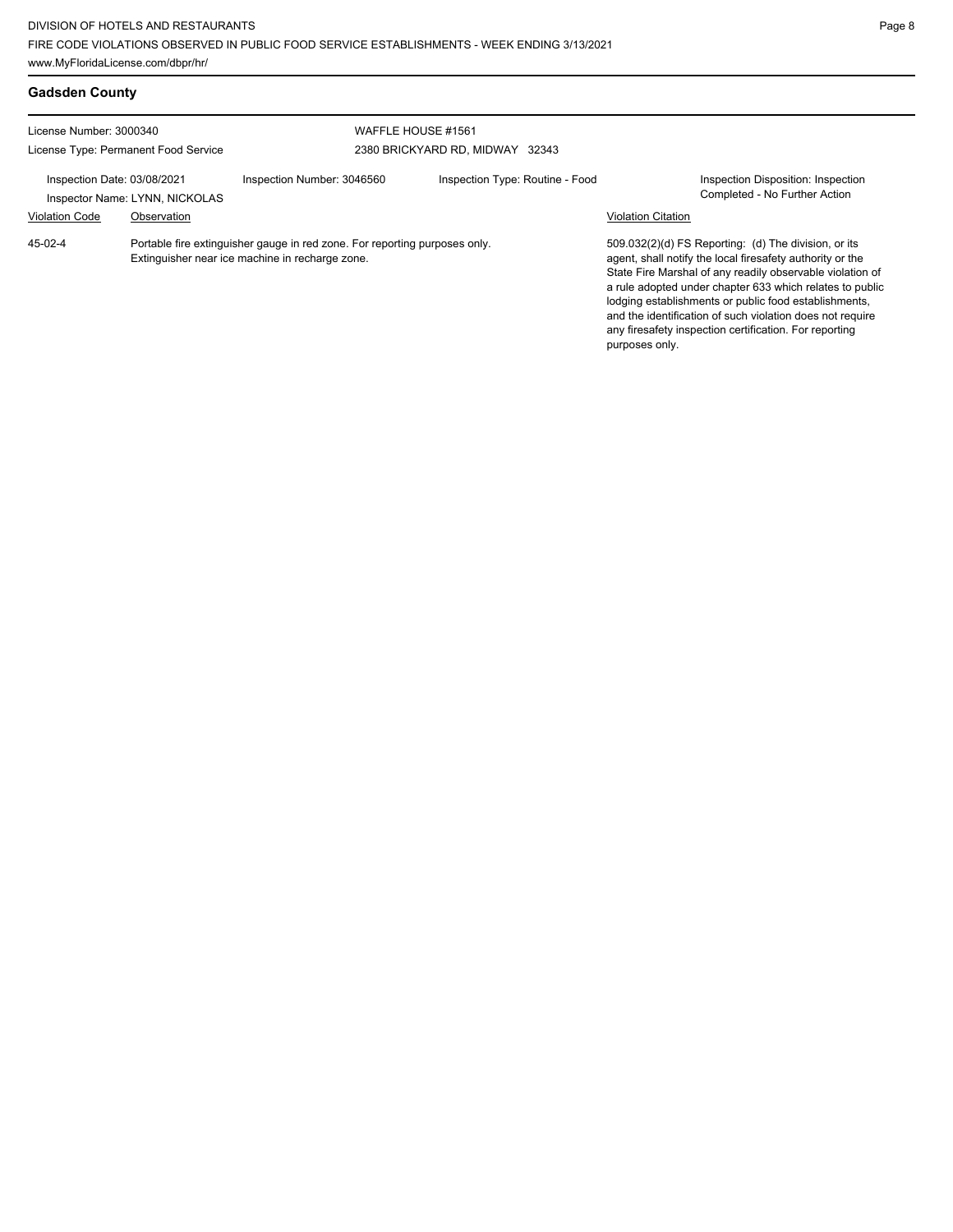## Gadsden County

License Number: 3000340
License Type: Permanent Food Service

WAFFLE HOUSE #1561
2380 BRICKYARD RD, MIDWAY 32343

Inspection Date: 03/08/2021
Inspector Name: LYNN, NICKOLAS

Inspection Number: 3046560

Inspection Type: Routine - Food

Inspection Disposition: Inspection Completed - No Further Action

| Violation Code | Observation | Violation Citation |
|---|---|---|
| 45-02-4 | Portable fire extinguisher gauge in red zone. For reporting purposes only. Extinguisher near ice machine in recharge zone. | 509.032(2)(d) FS Reporting: (d) The division, or its agent, shall notify the local firesafety authority or the State Fire Marshal of any readily observable violation of a rule adopted under chapter 633 which relates to public lodging establishments or public food establishments, and the identification of such violation does not require any firesafety inspection certification. For reporting purposes only. |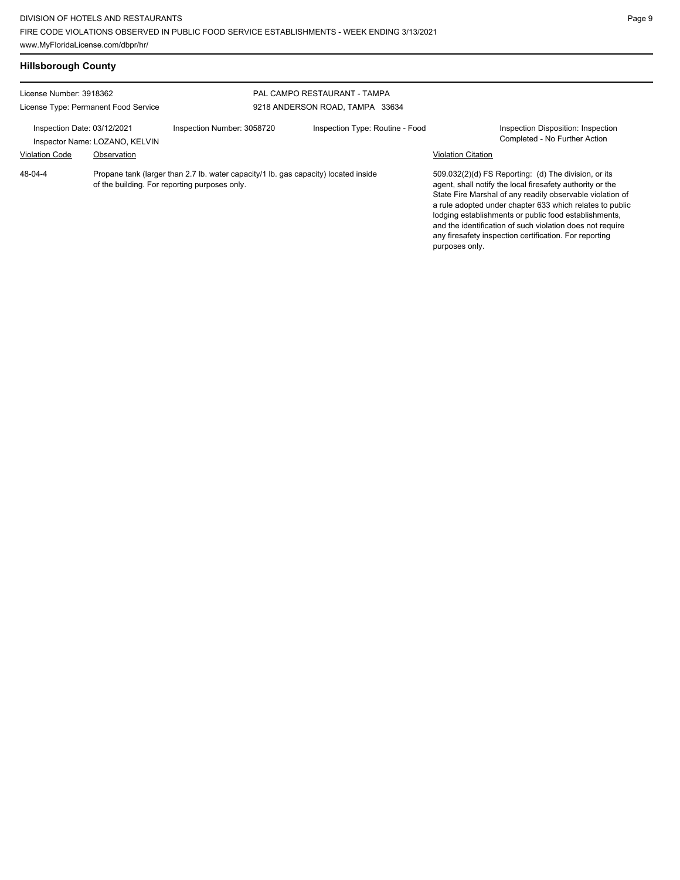## Hillsborough County

License Number: 3918362

License Type: Permanent Food Service

PAL CAMPO RESTAURANT - TAMPA
9218 ANDERSON ROAD, TAMPA 33634

Inspection Date: 03/12/2021

Inspection Number: 3058720

Inspection Type: Routine - Food

Inspection Disposition: Inspection Completed - No Further Action

Inspector Name: LOZANO, KELVIN

| Violation Code | Observation | Violation Citation |
|---|---|---|
| 48-04-4 | Propane tank (larger than 2.7 lb. water capacity/1 lb. gas capacity) located inside of the building. For reporting purposes only. | 509.032(2)(d) FS Reporting: (d) The division, or its agent, shall notify the local firesafety authority or the State Fire Marshal of any readily observable violation of a rule adopted under chapter 633 which relates to public lodging establishments or public food establishments, and the identification of such violation does not require any firesafety inspection certification. For reporting purposes only. |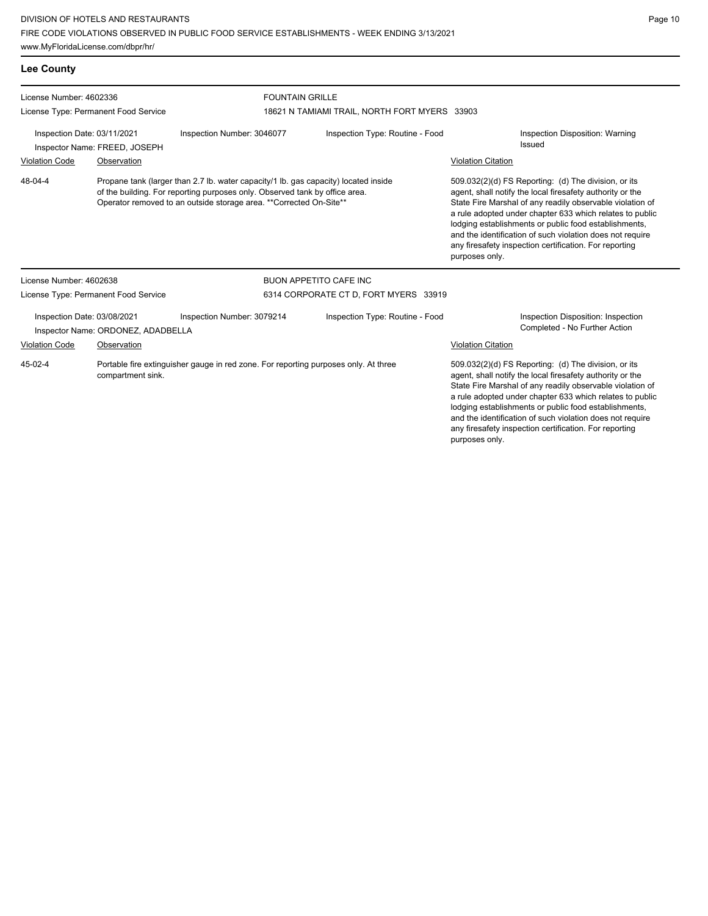## Lee County

**License Number:** 4602336
**License Type:** Permanent Food Service

**FOUNTAIN GRILLE**
18621 N TAMIAMI TRAIL, NORTH FORT MYERS 33903

Inspection Date: 03/11/2021
Inspector Name: FREED, JOSEPH
Inspection Number: 3046077
Inspection Type: Routine - Food
Inspection Disposition: Warning Issued

| Violation Code | Observation | Violation Citation |
|---|---|---|
| 48-04-4 | Propane tank (larger than 2.7 lb. water capacity/1 lb. gas capacity) located inside of the building. For reporting purposes only. Observed tank by office area. Operator removed to an outside storage area. **Corrected On-Site** | 509.032(2)(d) FS Reporting: (d) The division, or its agent, shall notify the local firesafety authority or the State Fire Marshal of any readily observable violation of a rule adopted under chapter 633 which relates to public lodging establishments or public food establishments, and the identification of such violation does not require any firesafety inspection certification. For reporting purposes only. |

**License Number:** 4602638
**License Type:** Permanent Food Service

**BUON APPETITO CAFE INC**
6314 CORPORATE CT D, FORT MYERS 33919

Inspection Date: 03/08/2021
Inspector Name: ORDONEZ, ADADBELLA
Inspection Number: 3079214
Inspection Type: Routine - Food
Inspection Disposition: Inspection Completed - No Further Action

| Violation Code | Observation | Violation Citation |
|---|---|---|
| 45-02-4 | Portable fire extinguisher gauge in red zone. For reporting purposes only. At three compartment sink. | 509.032(2)(d) FS Reporting: (d) The division, or its agent, shall notify the local firesafety authority or the State Fire Marshal of any readily observable violation of a rule adopted under chapter 633 which relates to public lodging establishments or public food establishments, and the identification of such violation does not require any firesafety inspection certification. For reporting purposes only. |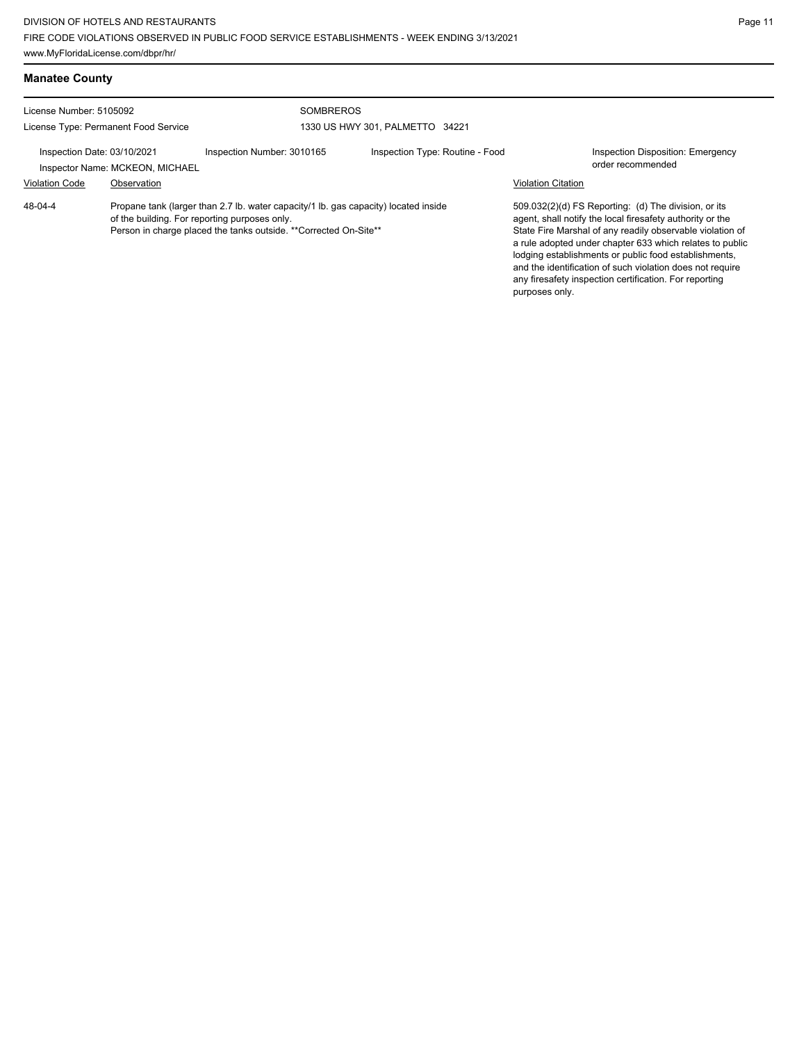## Manatee County

License Number: 5105092
License Type: Permanent Food Service

SOMBREROS
1330 US HWY 301, PALMETTO 34221

Inspection Date: 03/10/2021
Inspector Name: MCKEON, MICHAEL

Inspection Number: 3010165

Inspection Type: Routine - Food

Inspection Disposition: Emergency order recommended

| Violation Code | Observation | Violation Citation |
| --- | --- | --- |
| 48-04-4 | Propane tank (larger than 2.7 lb. water capacity/1 lb. gas capacity) located inside of the building. For reporting purposes only.<br>Person in charge placed the tanks outside. **Corrected On-Site** | 509.032(2)(d) FS Reporting: (d) The division, or its agent, shall notify the local firesafety authority or the State Fire Marshal of any readily observable violation of a rule adopted under chapter 633 which relates to public lodging establishments or public food establishments, and the identification of such violation does not require any firesafety inspection certification. For reporting purposes only. |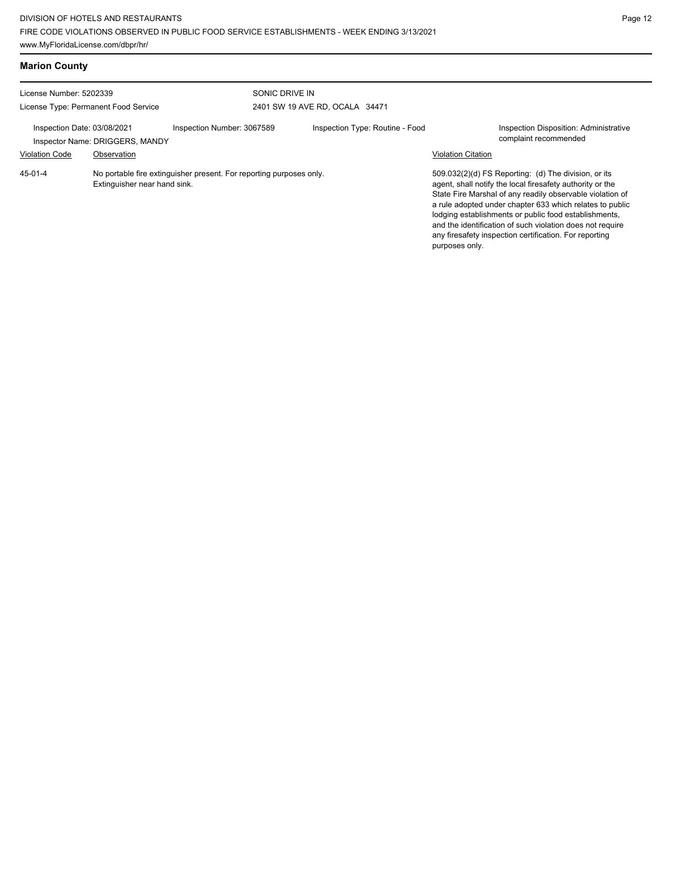## Marion County

License Number: 5202339
License Type: Permanent Food Service

SONIC DRIVE IN
2401 SW 19 AVE RD, OCALA 34471

Inspection Date: 03/08/2021
Inspector Name: DRIGGERS, MANDY
Inspection Number: 3067589
Inspection Type: Routine - Food
Inspection Disposition: Administrative complaint recommended

| Violation Code | Observation | Violation Citation |
| --- | --- | --- |
| 45-01-4 | No portable fire extinguisher present. For reporting purposes only. Extinguisher near hand sink. | 509.032(2)(d) FS Reporting: (d) The division, or its agent, shall notify the local firesafety authority or the State Fire Marshal of any readily observable violation of a rule adopted under chapter 633 which relates to public lodging establishments or public food establishments, and the identification of such violation does not require any firesafety inspection certification. For reporting purposes only. |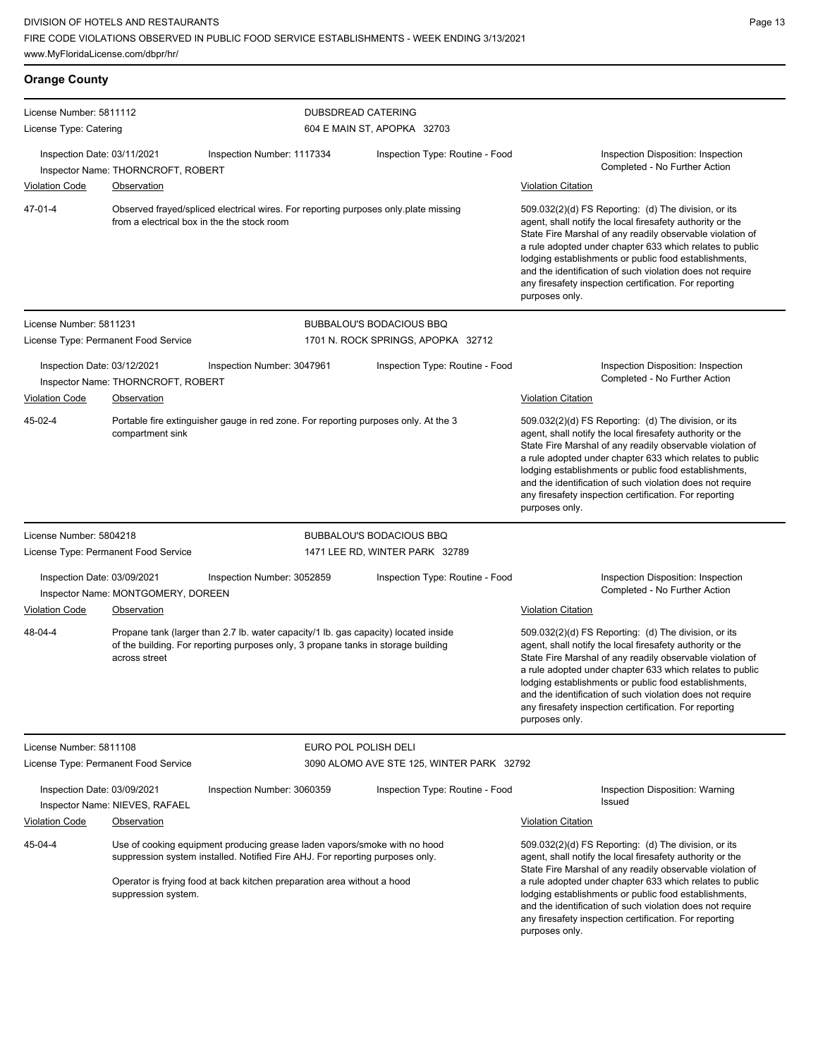## Orange County

**License Number:** 5811112
**License Type:** Catering

**DUBSDREAD CATERING**
604 E MAIN ST, APOPKA 32703

Inspection Date: 03/11/2021 | Inspection Number: 1117334 | Inspection Type: Routine - Food | Inspection Disposition: Inspection Completed - No Further Action
Inspector Name: THORNCROFT, ROBERT

| Violation Code | Observation | Violation Citation |
|---|---|---|
| 47-01-4 | Observed frayed/spliced electrical wires. For reporting purposes only.plate missing from a electrical box in the the stock room | 509.032(2)(d) FS Reporting: (d) The division, or its agent, shall notify the local firesafety authority or the State Fire Marshal of any readily observable violation of a rule adopted under chapter 633 which relates to public lodging establishments or public food establishments, and the identification of such violation does not require any firesafety inspection certification. For reporting purposes only. |

---

**License Number:** 5811231
**License Type:** Permanent Food Service

**BUBBALOU'S BODACIOUS BBQ**
1701 N. ROCK SPRINGS, APOPKA 32712

Inspection Date: 03/12/2021 | Inspection Number: 3047961 | Inspection Type: Routine - Food | Inspection Disposition: Inspection Completed - No Further Action
Inspector Name: THORNCROFT, ROBERT

| Violation Code | Observation | Violation Citation |
|---|---|---|
| 45-02-4 | Portable fire extinguisher gauge in red zone. For reporting purposes only. At the 3 compartment sink | 509.032(2)(d) FS Reporting: (d) The division, or its agent, shall notify the local firesafety authority or the State Fire Marshal of any readily observable violation of a rule adopted under chapter 633 which relates to public lodging establishments or public food establishments, and the identification of such violation does not require any firesafety inspection certification. For reporting purposes only. |

---

**License Number:** 5804218
**License Type:** Permanent Food Service

**BUBBALOU'S BODACIOUS BBQ**
1471 LEE RD, WINTER PARK 32789

Inspection Date: 03/09/2021 | Inspection Number: 3052859 | Inspection Type: Routine - Food | Inspection Disposition: Inspection Completed - No Further Action
Inspector Name: MONTGOMERY, DOREEN

| Violation Code | Observation | Violation Citation |
|---|---|---|
| 48-04-4 | Propane tank (larger than 2.7 lb. water capacity/1 lb. gas capacity) located inside of the building. For reporting purposes only, 3 propane tanks in storage building across street | 509.032(2)(d) FS Reporting: (d) The division, or its agent, shall notify the local firesafety authority or the State Fire Marshal of any readily observable violation of a rule adopted under chapter 633 which relates to public lodging establishments or public food establishments, and the identification of such violation does not require any firesafety inspection certification. For reporting purposes only. |

---

**License Number:** 5811108
**License Type:** Permanent Food Service

**EURO POL POLISH DELI**
3090 ALOMO AVE STE 125, WINTER PARK 32792

Inspection Date: 03/09/2021 | Inspection Number: 3060359 | Inspection Type: Routine - Food | Inspection Disposition: Warning Issued
Inspector Name: NIEVES, RAFAEL

| Violation Code | Observation | Violation Citation |
|---|---|---|
| 45-04-4 | Use of cooking equipment producing grease laden vapors/smoke with no hood suppression system installed. Notified Fire AHJ. For reporting purposes only.<br><br>Operator is frying food at back kitchen preparation area without a hood suppression system. | 509.032(2)(d) FS Reporting: (d) The division, or its agent, shall notify the local firesafety authority or the State Fire Marshal of any readily observable violation of a rule adopted under chapter 633 which relates to public lodging establishments or public food establishments, and the identification of such violation does not require any firesafety inspection certification. For reporting purposes only. |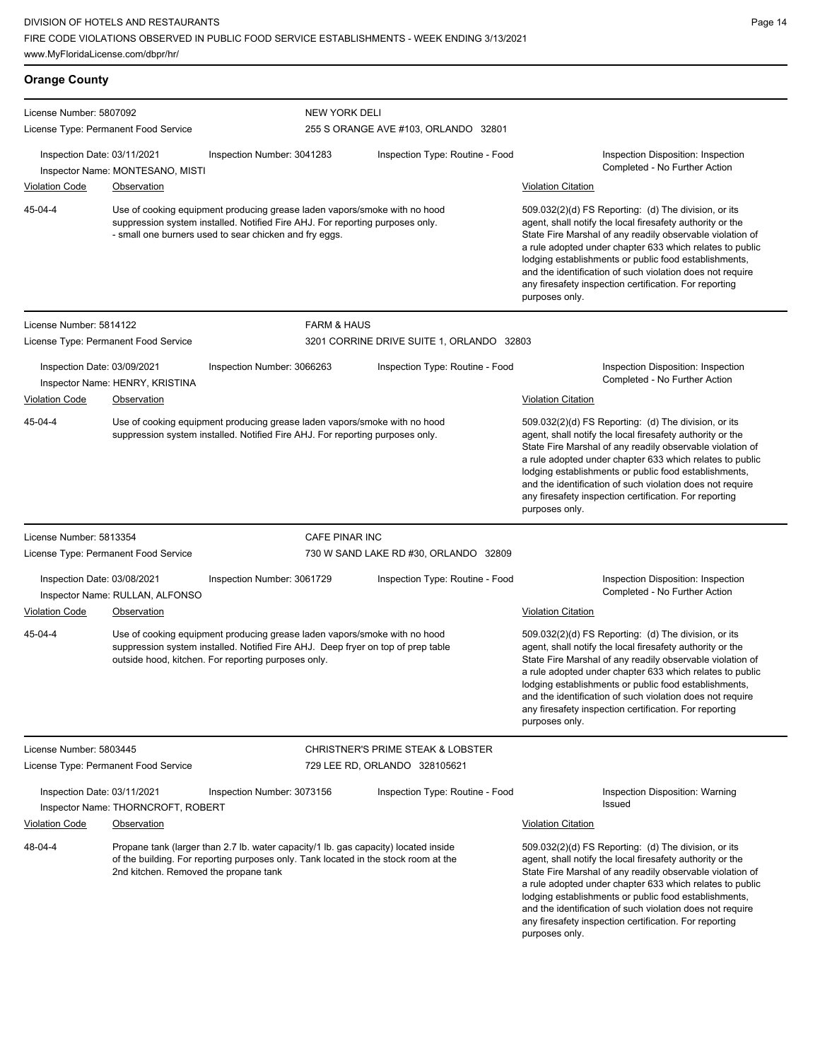## Orange County

**License Number:** 5807092
**License Type:** Permanent Food Service

**NEW YORK DELI**
255 S ORANGE AVE #103, ORLANDO 32801

Inspection Date: 03/11/2021
Inspection Number: 3041283
Inspection Type: Routine - Food
Inspection Disposition: Inspection Completed - No Further Action
Inspector Name: MONTESANO, MISTI

| Violation Code | Observation | Violation Citation |
| --- | --- | --- |
| 45-04-4 | Use of cooking equipment producing grease laden vapors/smoke with no hood suppression system installed. Notified Fire AHJ. For reporting purposes only. - small one burners used to sear chicken and fry eggs. | 509.032(2)(d) FS Reporting: (d) The division, or its agent, shall notify the local firesafety authority or the State Fire Marshal of any readily observable violation of a rule adopted under chapter 633 which relates to public lodging establishments or public food establishments, and the identification of such violation does not require any firesafety inspection certification. For reporting purposes only. |

---

**License Number:** 5814122
**License Type:** Permanent Food Service

**FARM & HAUS**
3201 CORRINE DRIVE SUITE 1, ORLANDO 32803

Inspection Date: 03/09/2021
Inspection Number: 3066263
Inspection Type: Routine - Food
Inspection Disposition: Inspection Completed - No Further Action
Inspector Name: HENRY, KRISTINA

| Violation Code | Observation | Violation Citation |
| --- | --- | --- |
| 45-04-4 | Use of cooking equipment producing grease laden vapors/smoke with no hood suppression system installed. Notified Fire AHJ. For reporting purposes only. | 509.032(2)(d) FS Reporting: (d) The division, or its agent, shall notify the local firesafety authority or the State Fire Marshal of any readily observable violation of a rule adopted under chapter 633 which relates to public lodging establishments or public food establishments, and the identification of such violation does not require any firesafety inspection certification. For reporting purposes only. |

---

**License Number:** 5813354
**License Type:** Permanent Food Service

**CAFE PINAR INC**
730 W SAND LAKE RD #30, ORLANDO 32809

Inspection Date: 03/08/2021
Inspection Number: 3061729
Inspection Type: Routine - Food
Inspection Disposition: Inspection Completed - No Further Action
Inspector Name: RULLAN, ALFONSO

| Violation Code | Observation | Violation Citation |
| --- | --- | --- |
| 45-04-4 | Use of cooking equipment producing grease laden vapors/smoke with no hood suppression system installed. Notified Fire AHJ. Deep fryer on top of prep table outside hood, kitchen. For reporting purposes only. | 509.032(2)(d) FS Reporting: (d) The division, or its agent, shall notify the local firesafety authority or the State Fire Marshal of any readily observable violation of a rule adopted under chapter 633 which relates to public lodging establishments or public food establishments, and the identification of such violation does not require any firesafety inspection certification. For reporting purposes only. |

---

**License Number:** 5803445
**License Type:** Permanent Food Service

**CHRISTNER'S PRIME STEAK & LOBSTER**
729 LEE RD, ORLANDO 328105621

Inspection Date: 03/11/2021
Inspection Number: 3073156
Inspection Type: Routine - Food
Inspection Disposition: Warning Issued
Inspector Name: THORNCROFT, ROBERT

| Violation Code | Observation | Violation Citation |
| --- | --- | --- |
| 48-04-4 | Propane tank (larger than 2.7 lb. water capacity/1 lb. gas capacity) located inside of the building. For reporting purposes only. Tank located in the stock room at the 2nd kitchen. Removed the propane tank | 509.032(2)(d) FS Reporting: (d) The division, or its agent, shall notify the local firesafety authority or the State Fire Marshal of any readily observable violation of a rule adopted under chapter 633 which relates to public lodging establishments or public food establishments, and the identification of such violation does not require any firesafety inspection certification. For reporting purposes only. |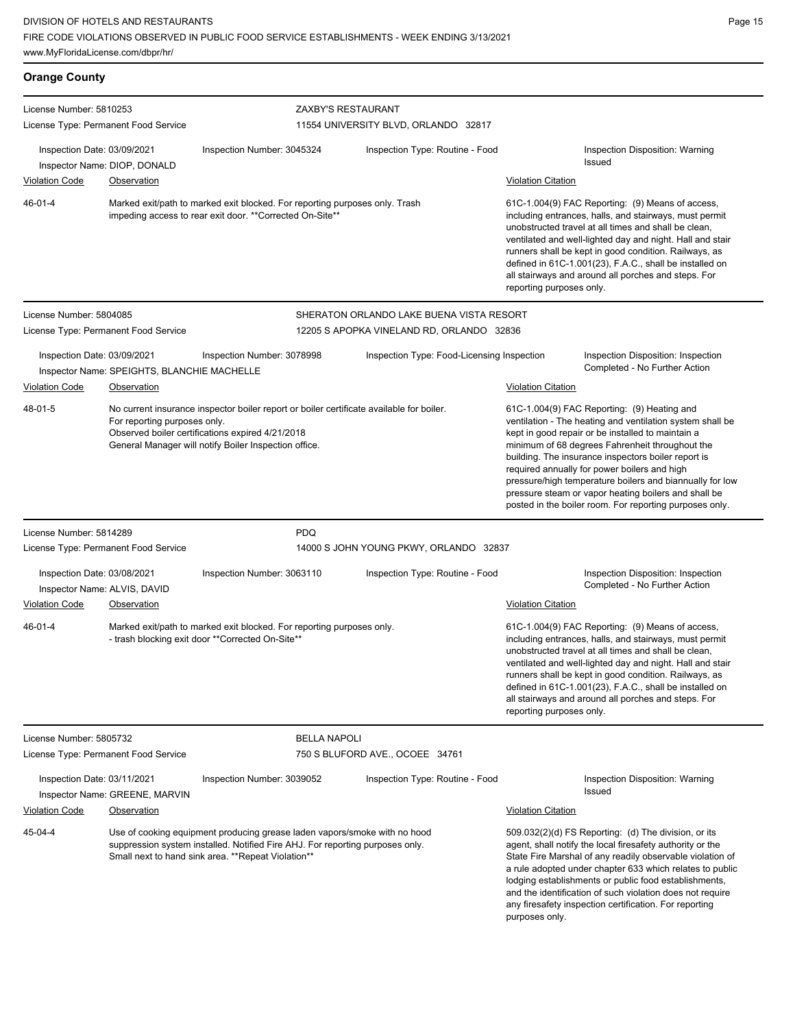## Orange County

**License Number:** 5810253
**License Type:** Permanent Food Service

**ZAXBY'S RESTAURANT**
11554 UNIVERSITY BLVD, ORLANDO 32817

**Inspection Date:** 03/09/2021 | **Inspection Number:** 3045324 | **Inspection Type:** Routine - Food | **Inspection Disposition:** Warning Issued

**Inspector Name:** DIOP, DONALD

| Violation Code | Observation | Violation Citation |
|---|---|---|
| 46-01-4 | Marked exit/path to marked exit blocked. For reporting purposes only. Trash impeding access to rear exit door. **Corrected On-Site** | 61C-1.004(9) FAC Reporting: (9) Means of access, including entrances, halls, and stairways, must permit unobstructed travel at all times and shall be clean, ventilated and well-lighted day and night. Hall and stair runners shall be kept in good condition. Railways, as defined in 61C-1.001(23), F.A.C., shall be installed on all stairways and around all porches and steps. For reporting purposes only. |

---

**License Number:** 5804085
**License Type:** Permanent Food Service

**SHERATON ORLANDO LAKE BUENA VISTA RESORT**
12205 S APOPKA VINELAND RD, ORLANDO 32836

**Inspection Date:** 03/09/2021 | **Inspection Number:** 3078998 | **Inspection Type:** Food-Licensing Inspection | **Inspection Disposition:** Inspection Completed - No Further Action

**Inspector Name:** SPEIGHTS, BLANCHIE MACHELLE

| Violation Code | Observation | Violation Citation |
|---|---|---|
| 48-01-5 | No current insurance inspector boiler report or boiler certificate available for boiler. For reporting purposes only. Observed boiler certifications expired 4/21/2018 General Manager will notify Boiler Inspection office. | 61C-1.004(9) FAC Reporting: (9) Heating and ventilation - The heating and ventilation system shall be kept in good repair or be installed to maintain a minimum of 68 degrees Fahrenheit throughout the building. The insurance inspectors boiler report is required annually for power boilers and high pressure/high temperature boilers and biannually for low pressure steam or vapor heating boilers and shall be posted in the boiler room. For reporting purposes only. |

---

**License Number:** 5814289
**License Type:** Permanent Food Service

**PDQ**
14000 S JOHN YOUNG PKWY, ORLANDO 32837

**Inspection Date:** 03/08/2021 | **Inspection Number:** 3063110 | **Inspection Type:** Routine - Food | **Inspection Disposition:** Inspection Completed - No Further Action

**Inspector Name:** ALVIS, DAVID

| Violation Code | Observation | Violation Citation |
|---|---|---|
| 46-01-4 | Marked exit/path to marked exit blocked. For reporting purposes only. - trash blocking exit door **Corrected On-Site** | 61C-1.004(9) FAC Reporting: (9) Means of access, including entrances, halls, and stairways, must permit unobstructed travel at all times and shall be clean, ventilated and well-lighted day and night. Hall and stair runners shall be kept in good condition. Railways, as defined in 61C-1.001(23), F.A.C., shall be installed on all stairways and around all porches and steps. For reporting purposes only. |

---

**License Number:** 5805732
**License Type:** Permanent Food Service

**BELLA NAPOLI**
750 S BLUFORD AVE., OCOEE 34761

**Inspection Date:** 03/11/2021 | **Inspection Number:** 3039052 | **Inspection Type:** Routine - Food | **Inspection Disposition:** Warning Issued

**Inspector Name:** GREENE, MARVIN

| Violation Code | Observation | Violation Citation |
|---|---|---|
| 45-04-4 | Use of cooking equipment producing grease laden vapors/smoke with no hood suppression system installed. Notified Fire AHJ. For reporting purposes only. Small next to hand sink area. **Repeat Violation** | 509.032(2)(d) FS Reporting: (d) The division, or its agent, shall notify the local firesafety authority or the State Fire Marshal of any readily observable violation of a rule adopted under chapter 633 which relates to public lodging establishments or public food establishments, and the identification of such violation does not require any firesafety inspection certification. For reporting purposes only. |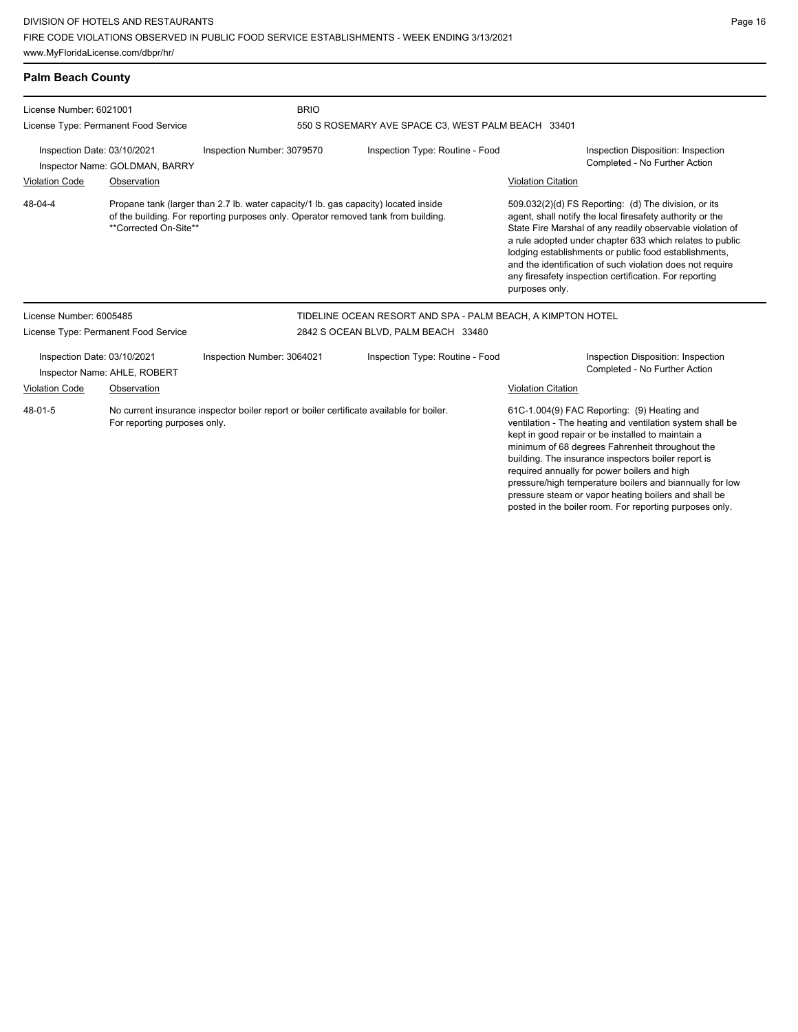## Palm Beach County

License Number: 6021001
License Type: Permanent Food Service

**BRIO**
550 S ROSEMARY AVE SPACE C3, WEST PALM BEACH 33401

Inspection Date: 03/10/2021
Inspection Number: 3079570
Inspection Type: Routine - Food
Inspector Name: GOLDMAN, BARRY
Inspection Disposition: Inspection Completed - No Further Action

| Violation Code | Observation | Violation Citation |
|---|---|---|
| 48-04-4 | Propane tank (larger than 2.7 lb. water capacity/1 lb. gas capacity) located inside of the building. For reporting purposes only. Operator removed tank from building. **Corrected On-Site** | 509.032(2)(d) FS Reporting: (d) The division, or its agent, shall notify the local firesafety authority or the State Fire Marshal of any readily observable violation of a rule adopted under chapter 633 which relates to public lodging establishments or public food establishments, and the identification of such violation does not require any firesafety inspection certification. For reporting purposes only. |

License Number: 6005485
License Type: Permanent Food Service

**TIDELINE OCEAN RESORT AND SPA - PALM BEACH, A KIMPTON HOTEL**
2842 S OCEAN BLVD, PALM BEACH 33480

Inspection Date: 03/10/2021
Inspection Number: 3064021
Inspection Type: Routine - Food
Inspector Name: AHLE, ROBERT
Inspection Disposition: Inspection Completed - No Further Action

| Violation Code | Observation | Violation Citation |
|---|---|---|
| 48-01-5 | No current insurance inspector boiler report or boiler certificate available for boiler. For reporting purposes only. | 61C-1.004(9) FAC Reporting: (9) Heating and ventilation - The heating and ventilation system shall be kept in good repair or be installed to maintain a minimum of 68 degrees Fahrenheit throughout the building. The insurance inspectors boiler report is required annually for power boilers and high pressure/high temperature boilers and biannually for low pressure steam or vapor heating boilers and shall be posted in the boiler room. For reporting purposes only. |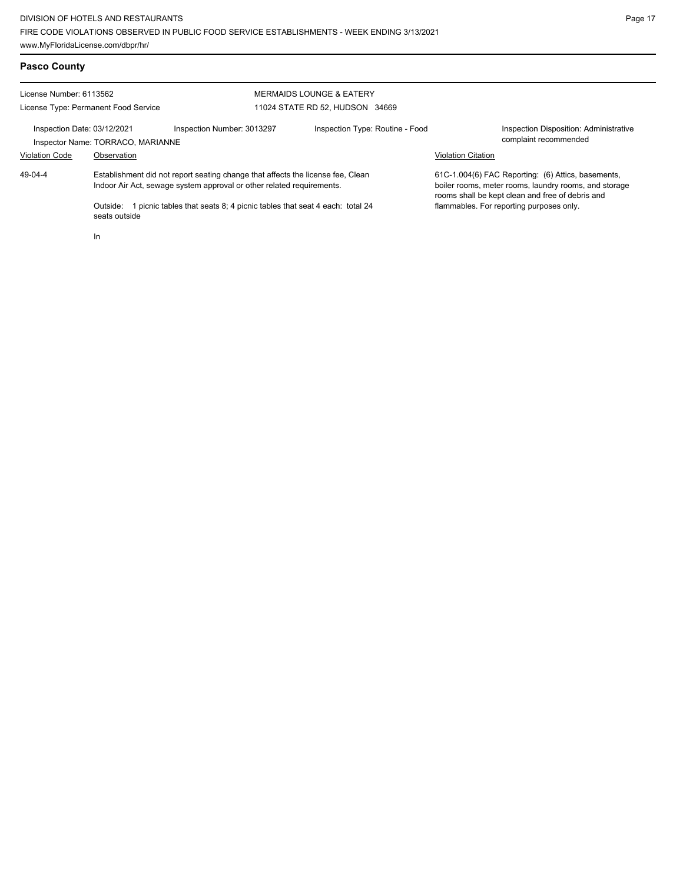## Pasco County

License Number: 6113562
License Type: Permanent Food Service

MERMAIDS LOUNGE & EATERY
11024 STATE RD 52, HUDSON 34669

Inspection Date: 03/12/2021
Inspection Number: 3013297
Inspection Type: Routine - Food
Inspection Disposition: Administrative complaint recommended
Inspector Name: TORRACO, MARIANNE

| Violation Code | Observation | Violation Citation |
|---|---|---|
| 49-04-4 | Establishment did not report seating change that affects the license fee, Clean Indoor Air Act, sewage system approval or other related requirements.<br><br>Outside: 1 picnic tables that seats 8; 4 picnic tables that seat 4 each: total 24 seats outside<br><br>In | 61C-1.004(6) FAC Reporting: (6) Attics, basements, boiler rooms, meter rooms, laundry rooms, and storage rooms shall be kept clean and free of debris and flammables. For reporting purposes only. |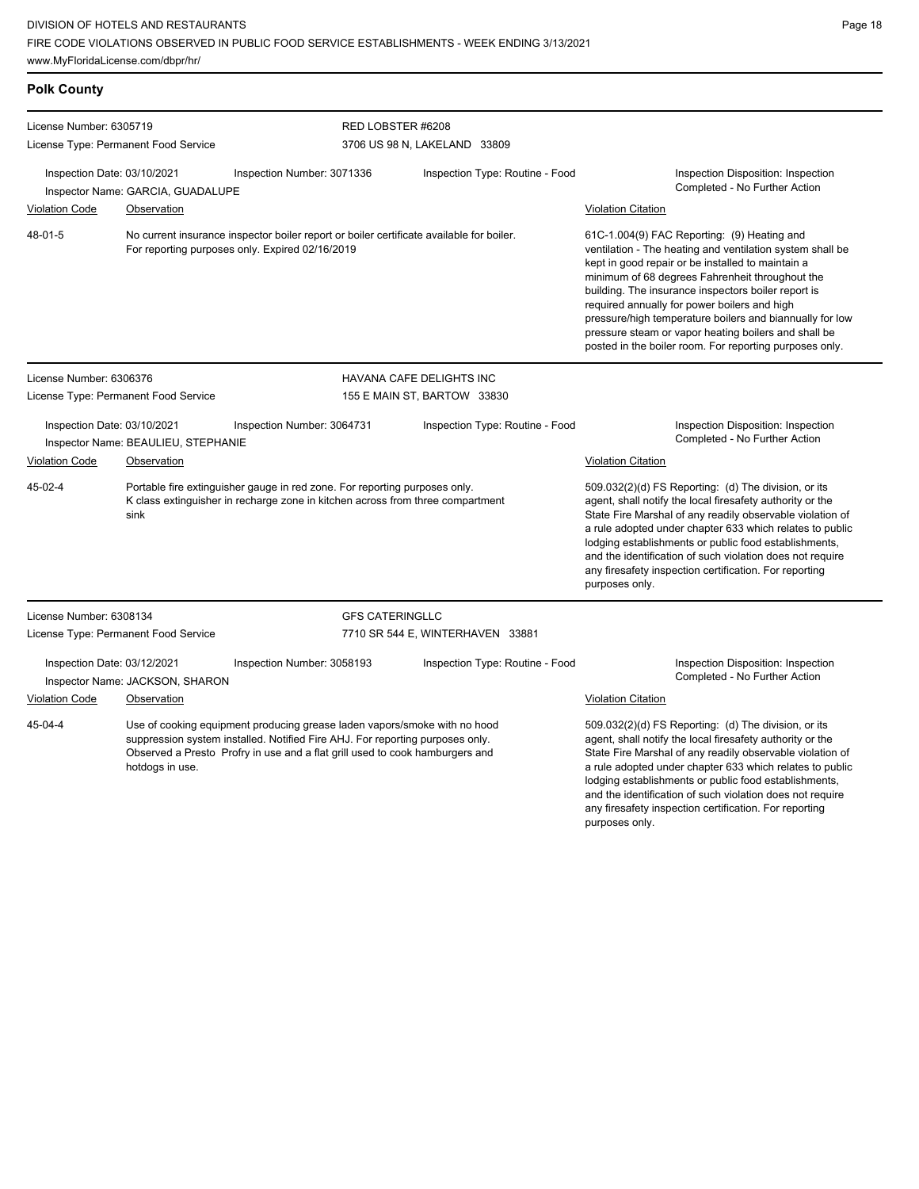## Polk County

License Number: 6305719
License Type: Permanent Food Service

RED LOBSTER #6208
3706 US 98 N, LAKELAND 33809

Inspection Date: 03/10/2021
Inspection Number: 3071336
Inspection Type: Routine - Food
Inspection Disposition: Inspection Completed - No Further Action
Inspector Name: GARCIA, GUADALUPE

| Violation Code | Observation | Violation Citation |
| --- | --- | --- |
| 48-01-5 | No current insurance inspector boiler report or boiler certificate available for boiler. For reporting purposes only. Expired 02/16/2019 | 61C-1.004(9) FAC Reporting: (9) Heating and ventilation - The heating and ventilation system shall be kept in good repair or be installed to maintain a minimum of 68 degrees Fahrenheit throughout the building. The insurance inspectors boiler report is required annually for power boilers and high pressure/high temperature boilers and biannually for low pressure steam or vapor heating boilers and shall be posted in the boiler room. For reporting purposes only. |

License Number: 6306376
License Type: Permanent Food Service

HAVANA CAFE DELIGHTS INC
155 E MAIN ST, BARTOW 33830

Inspection Date: 03/10/2021
Inspection Number: 3064731
Inspection Type: Routine - Food
Inspection Disposition: Inspection Completed - No Further Action
Inspector Name: BEAULIEU, STEPHANIE

| Violation Code | Observation | Violation Citation |
| --- | --- | --- |
| 45-02-4 | Portable fire extinguisher gauge in red zone. For reporting purposes only. K class extinguisher in recharge zone in kitchen across from three compartment sink | 509.032(2)(d) FS Reporting: (d) The division, or its agent, shall notify the local firesafety authority or the State Fire Marshal of any readily observable violation of a rule adopted under chapter 633 which relates to public lodging establishments or public food establishments, and the identification of such violation does not require any firesafety inspection certification. For reporting purposes only. |

License Number: 6308134
License Type: Permanent Food Service

GFS CATERINGLLC
7710 SR 544 E, WINTERHAVEN 33881

Inspection Date: 03/12/2021
Inspection Number: 3058193
Inspection Type: Routine - Food
Inspection Disposition: Inspection Completed - No Further Action
Inspector Name: JACKSON, SHARON

| Violation Code | Observation | Violation Citation |
| --- | --- | --- |
| 45-04-4 | Use of cooking equipment producing grease laden vapors/smoke with no hood suppression system installed. Notified Fire AHJ. For reporting purposes only. Observed a Presto Profry in use and a flat grill used to cook hamburgers and hotdogs in use. | 509.032(2)(d) FS Reporting: (d) The division, or its agent, shall notify the local firesafety authority or the State Fire Marshal of any readily observable violation of a rule adopted under chapter 633 which relates to public lodging establishments or public food establishments, and the identification of such violation does not require any firesafety inspection certification. For reporting purposes only. |